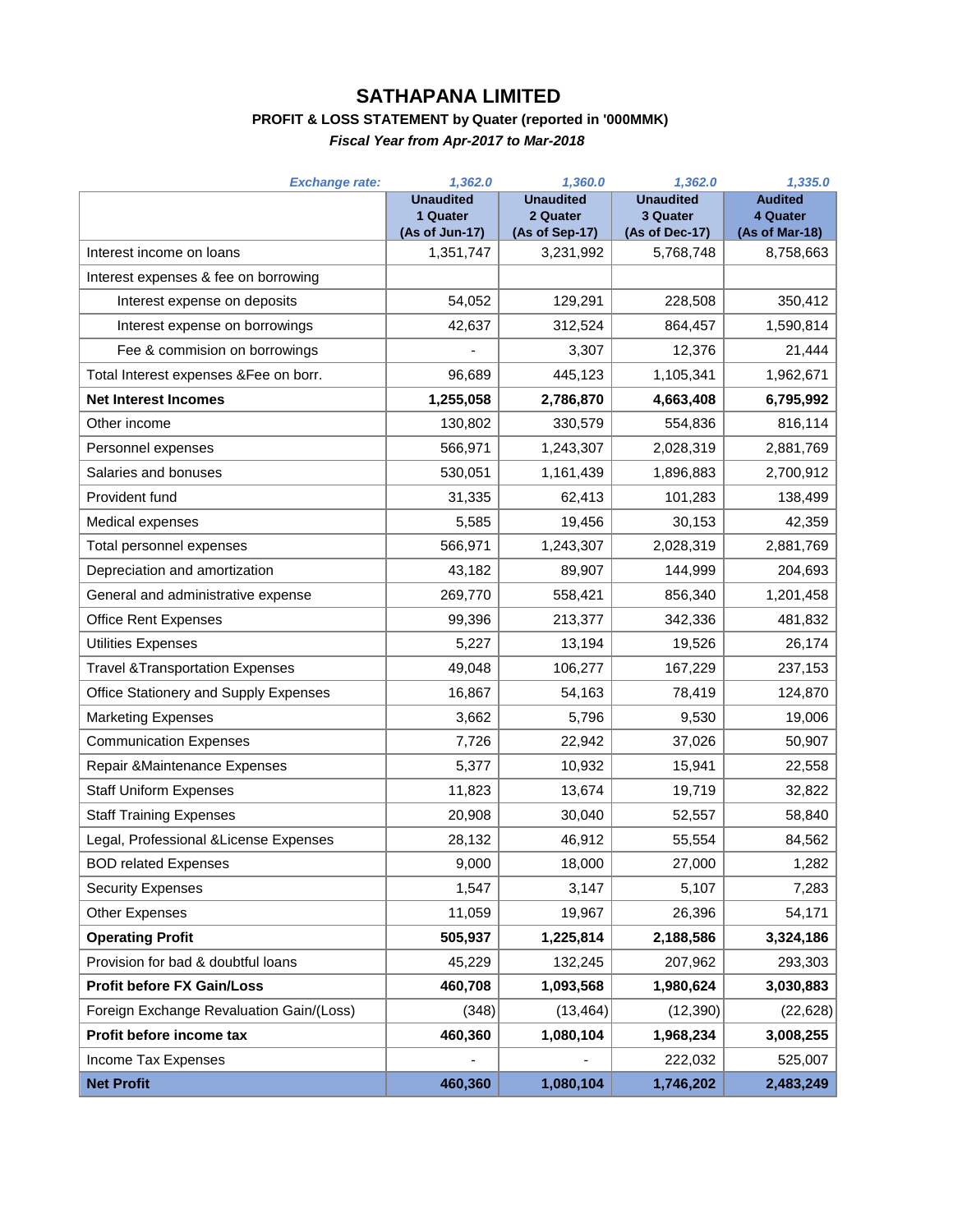# SATHAPANA LIMITED

**PROFIT & LOSS STATEMENT by Quater (reported in '000MMK)**

*Fiscal Year from Apr-2017 to Mar-2018*

| *Exchange rate:* | *1,362.0* | *1,360.0* | *1,362.0* | *1,335.0* |
|---|---|---|---|---|
| | **Unaudited 1 Quater (As of Jun-17)** | **Unaudited 2 Quater (As of Sep-17)** | **Unaudited 3 Quater (As of Dec-17)** | **Audited 4 Quater (As of Mar-18)** |
| Interest income on loans | 1,351,747 | 3,231,992 | 5,768,748 | 8,758,663 |
| Interest expenses & fee on borrowing | | | | |
| Interest expense on deposits | 54,052 | 129,291 | 228,508 | 350,412 |
| Interest expense on borrowings | 42,637 | 312,524 | 864,457 | 1,590,814 |
| Fee & commision on borrowings | - | 3,307 | 12,376 | 21,444 |
| Total Interest expenses &Fee on borr. | 96,689 | 445,123 | 1,105,341 | 1,962,671 |
| **Net Interest Incomes** | **1,255,058** | **2,786,870** | **4,663,408** | **6,795,992** |
| Other income | 130,802 | 330,579 | 554,836 | 816,114 |
| Personnel expenses | 566,971 | 1,243,307 | 2,028,319 | 2,881,769 |
| Salaries and bonuses | 530,051 | 1,161,439 | 1,896,883 | 2,700,912 |
| Provident fund | 31,335 | 62,413 | 101,283 | 138,499 |
| Medical expenses | 5,585 | 19,456 | 30,153 | 42,359 |
| Total personnel expenses | 566,971 | 1,243,307 | 2,028,319 | 2,881,769 |
| Depreciation and amortization | 43,182 | 89,907 | 144,999 | 204,693 |
| General and administrative expense | 269,770 | 558,421 | 856,340 | 1,201,458 |
| Office Rent Expenses | 99,396 | 213,377 | 342,336 | 481,832 |
| Utilities Expenses | 5,227 | 13,194 | 19,526 | 26,174 |
| Travel &Transportation Expenses | 49,048 | 106,277 | 167,229 | 237,153 |
| Office Stationery and Supply Expenses | 16,867 | 54,163 | 78,419 | 124,870 |
| Marketing Expenses | 3,662 | 5,796 | 9,530 | 19,006 |
| Communication Expenses | 7,726 | 22,942 | 37,026 | 50,907 |
| Repair &Maintenance Expenses | 5,377 | 10,932 | 15,941 | 22,558 |
| Staff Uniform Expenses | 11,823 | 13,674 | 19,719 | 32,822 |
| Staff Training Expenses | 20,908 | 30,040 | 52,557 | 58,840 |
| Legal, Professional &License Expenses | 28,132 | 46,912 | 55,554 | 84,562 |
| BOD related Expenses | 9,000 | 18,000 | 27,000 | 1,282 |
| Security Expenses | 1,547 | 3,147 | 5,107 | 7,283 |
| Other Expenses | 11,059 | 19,967 | 26,396 | 54,171 |
| **Operating Profit** | **505,937** | **1,225,814** | **2,188,586** | **3,324,186** |
| Provision for bad & doubtful loans | 45,229 | 132,245 | 207,962 | 293,303 |
| **Profit before FX Gain/Loss** | **460,708** | **1,093,568** | **1,980,624** | **3,030,883** |
| Foreign Exchange Revaluation Gain/(Loss) | (348) | (13,464) | (12,390) | (22,628) |
| **Profit before income tax** | **460,360** | **1,080,104** | **1,968,234** | **3,008,255** |
| Income Tax Expenses | - | - | 222,032 | 525,007 |
| **Net Profit** | **460,360** | **1,080,104** | **1,746,202** | **2,483,249** |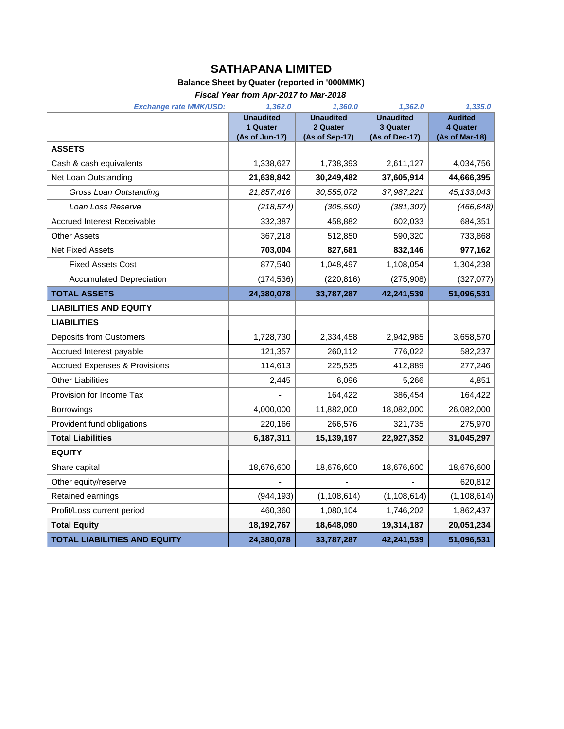# SATHAPANA LIMITED

**Balance Sheet by Quater (reported in '000MMK)**

***Fiscal Year from Apr-2017 to Mar-2018***

| *Exchange rate MMK/USD:* | *1,362.0* | *1,360.0* | *1,362.0* | *1,335.0* |
|---|---|---|---|---|
| | **Unaudited 1 Quater (As of Jun-17)** | **Unaudited 2 Quater (As of Sep-17)** | **Unaudited 3 Quater (As of Dec-17)** | **Audited 4 Quater (As of Mar-18)** |
| **ASSETS** | | | | |
| Cash & cash equivalents | 1,338,627 | 1,738,393 | 2,611,127 | 4,034,756 |
| Net Loan Outstanding | **21,638,842** | **30,249,482** | **37,605,914** | **44,666,395** |
| *Gross Loan Outstanding* | *21,857,416* | *30,555,072* | *37,987,221* | *45,133,043* |
| *Loan Loss Reserve* | *(218,574)* | *(305,590)* | *(381,307)* | *(466,648)* |
| Accrued Interest Receivable | 332,387 | 458,882 | 602,033 | 684,351 |
| Other Assets | 367,218 | 512,850 | 590,320 | 733,868 |
| Net Fixed Assets | **703,004** | **827,681** | **832,146** | **977,162** |
| Fixed Assets Cost | 877,540 | 1,048,497 | 1,108,054 | 1,304,238 |
| Accumulated Depreciation | (174,536) | (220,816) | (275,908) | (327,077) |
| **TOTAL ASSETS** | **24,380,078** | **33,787,287** | **42,241,539** | **51,096,531** |
| **LIABILITIES AND EQUITY** | | | | |
| **LIABILITIES** | | | | |
| Deposits from Customers | 1,728,730 | 2,334,458 | 2,942,985 | 3,658,570 |
| Accrued Interest payable | 121,357 | 260,112 | 776,022 | 582,237 |
| Accrued Expenses & Provisions | 114,613 | 225,535 | 412,889 | 277,246 |
| Other Liabilities | 2,445 | 6,096 | 5,266 | 4,851 |
| Provision for Income Tax | - | 164,422 | 386,454 | 164,422 |
| Borrowings | 4,000,000 | 11,882,000 | 18,082,000 | 26,082,000 |
| Provident fund obligations | 220,166 | 266,576 | 321,735 | 275,970 |
| **Total Liabilities** | **6,187,311** | **15,139,197** | **22,927,352** | **31,045,297** |
| **EQUITY** | | | | |
| Share capital | 18,676,600 | 18,676,600 | 18,676,600 | 18,676,600 |
| Other equity/reserve | - | - | - | 620,812 |
| Retained earnings | (944,193) | (1,108,614) | (1,108,614) | (1,108,614) |
| Profit/Loss current period | 460,360 | 1,080,104 | 1,746,202 | 1,862,437 |
| **Total Equity** | **18,192,767** | **18,648,090** | **19,314,187** | **20,051,234** |
| **TOTAL LIABILITIES AND EQUITY** | **24,380,078** | **33,787,287** | **42,241,539** | **51,096,531** |